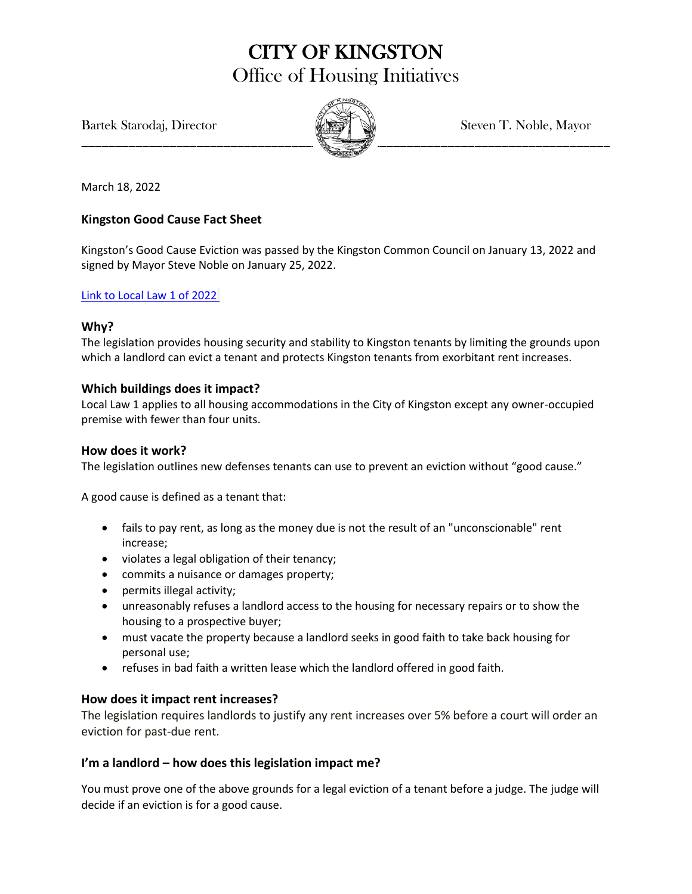# CITY OF KINGSTON

## Office of Housing Initiatives

Bartek Starodaj, Director

Steven T. Noble, Mayor

March 18, 2022

**Kingston Good Cause Fact Sheet**

Kingston's Good Cause Eviction was passed by the Kingston Common Council on January 13, 2022 and signed by Mayor Steve Noble on January 25, 2022.

[Link to Local Law 1 of 2022]

### Why?

The legislation provides housing security and stability to Kingston tenants by limiting the grounds upon which a landlord can evict a tenant and protects Kingston tenants from exorbitant rent increases.

### Which buildings does it impact?

Local Law 1 applies to all housing accommodations in the City of Kingston except any owner-occupied premise with fewer than four units.

### How does it work?

The legislation outlines new defenses tenants can use to prevent an eviction without "good cause."

A good cause is defined as a tenant that:

- fails to pay rent, as long as the money due is not the result of an "unconscionable" rent increase;
- violates a legal obligation of their tenancy;
- commits a nuisance or damages property;
- permits illegal activity;
- unreasonably refuses a landlord access to the housing for necessary repairs or to show the housing to a prospective buyer;
- must vacate the property because a landlord seeks in good faith to take back housing for personal use;
- refuses in bad faith a written lease which the landlord offered in good faith.

### How does it impact rent increases?

The legislation requires landlords to justify any rent increases over 5% before a court will order an eviction for past-due rent.

### I'm a landlord – how does this legislation impact me?

You must prove one of the above grounds for a legal eviction of a tenant before a judge. The judge will decide if an eviction is for a good cause.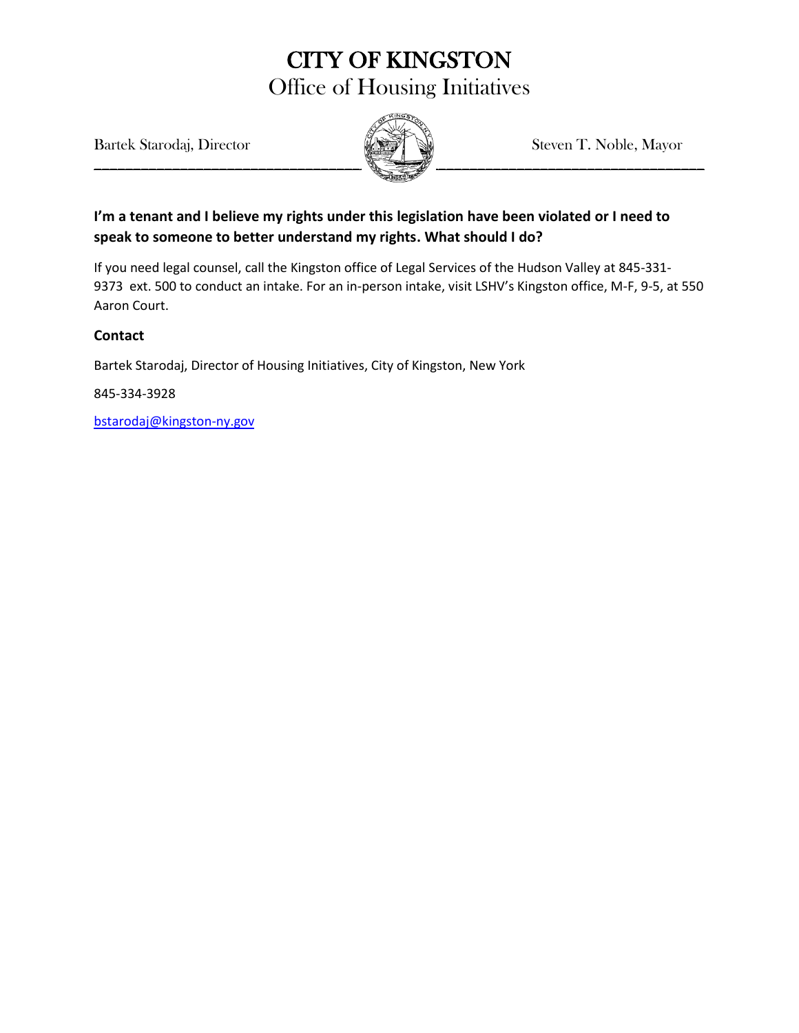# CITY OF KINGSTON
## Office of Housing Initiatives

Bartek Starodaj, Director

Steven T. Noble, Mayor

**I'm a tenant and I believe my rights under this legislation have been violated or I need to speak to someone to better understand my rights. What should I do?**

If you need legal counsel, call the Kingston office of Legal Services of the Hudson Valley at 845-331-9373 ext. 500 to conduct an intake. For an in-person intake, visit LSHV's Kingston office, M-F, 9-5, at 550 Aaron Court.

**Contact**

Bartek Starodaj, Director of Housing Initiatives, City of Kingston, New York

845-334-3928

bstarodaj@kingston-ny.gov